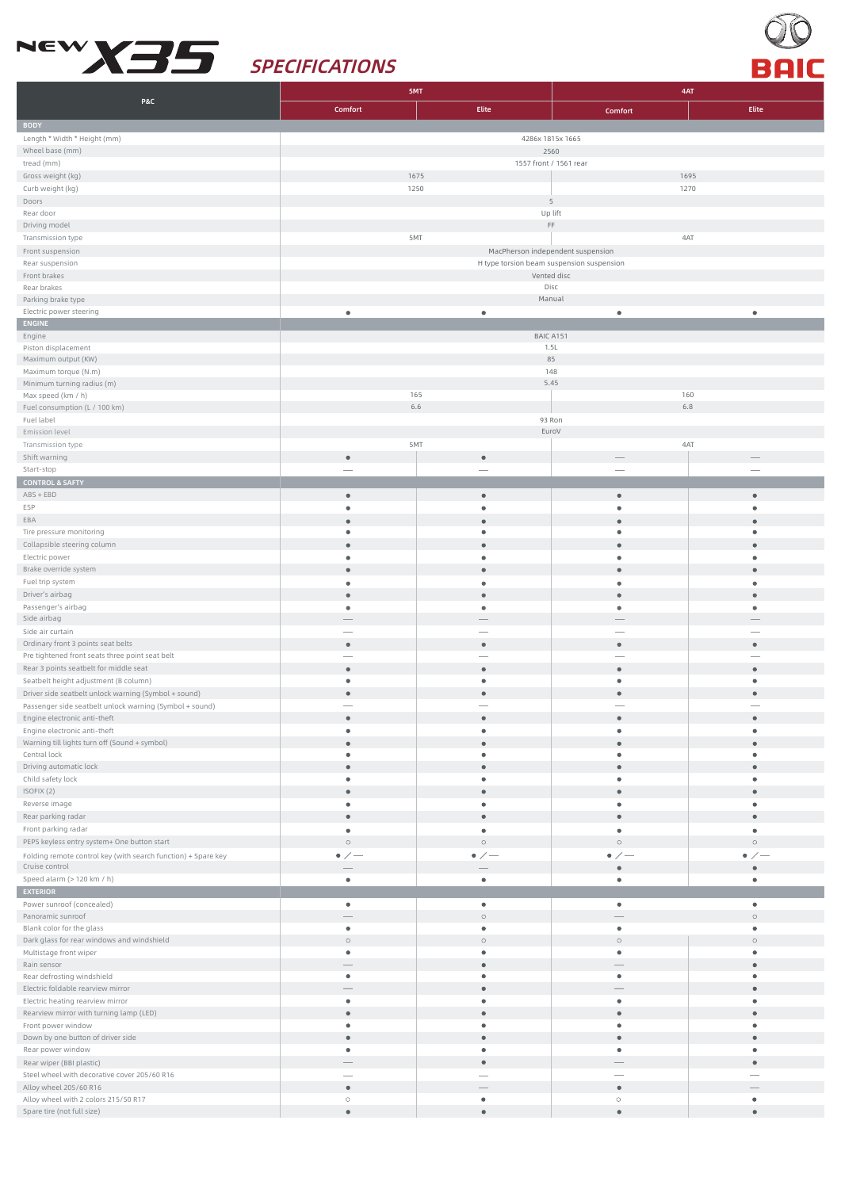# NEW X35 SPECIFICATIONS

BAIC

| P&C | 5MT | | 4AT | |
|---|---|---|---|---|
| | Comfort | Elite | Comfort | Elite |
| **BODY** | | | | |
| Length * Width * Height (mm) | 4286x 1815x 1665 | | | |
| Wheel base (mm) | 2560 | | | |
| tread (mm) | 1557 front / 1561 rear | | | |
| Gross weight (kg) | 1675 | | 1695 | |
| Curb weight (kg) | 1250 | | 1270 | |
| Doors | 5 | | | |
| Rear door | Up lift | | | |
| Driving model | FF | | | |
| Transmission type | 5MT | | 4AT | |
| Front suspension | MacPherson independent suspension | | | |
| Rear suspension | H type torsion beam suspension suspension | | | |
| Front brakes | Vented disc | | | |
| Rear brakes | Disc | | | |
| Parking brake type | Manual | | | |
| Electric power steering | ● | ● | ● | ● |
| **ENGINE** | | | | |
| Engine | BAIC A151 | | | |
| Piston displacement | 1.5L | | | |
| Maximum output (KW) | 85 | | | |
| Maximum torque (N.m) | 148 | | | |
| Minimum turning radius (m) | 5.45 | | | |
| Max speed (km / h) | 165 | | 160 | |
| Fuel consumption (L / 100 km) | 6.6 | | 6.8 | |
| Fuel label | 93 Ron | | | |
| Emission level | EuroV | | | |
| Transmission type | 5MT | | 4AT | |
| Shift warning | ● | ● | — | — |
| Start-stop | — | — | — | — |
| **CONTROL & SAFTY** | | | | |
| ABS + EBD | ● | ● | ● | ● |
| ESP | ● | ● | ● | ● |
| EBA | ● | ● | ● | ● |
| Tire pressure monitoring | ● | ● | ● | ● |
| Collapsible steering column | ● | ● | ● | ● |
| Electric power | ● | ● | ● | ● |
| Brake override system | ● | ● | ● | ● |
| Fuel trip system | ● | ● | ● | ● |
| Driver's airbag | ● | ● | ● | ● |
| Passenger's airbag | ● | ● | ● | ● |
| Side airbag | — | — | — | — |
| Side air curtain | — | — | — | — |
| Ordinary front 3 points seat belts | ● | ● | ● | ● |
| Pre tightened front seats three point seat belt | — | — | — | — |
| Rear 3 points seatbelt for middle seat | ● | ● | ● | ● |
| Seatbelt height adjustment (B column) | ● | ● | ● | ● |
| Driver side seatbelt unlock warning (Symbol + sound) | ● | ● | ● | ● |
| Passenger side seatbelt unlock warning (Symbol + sound) | — | — | — | — |
| Engine electronic anti-theft | ● | ● | ● | ● |
| Engine electronic anti-theft | ● | ● | ● | ● |
| Warning till lights turn off (Sound + symbol) | ● | ● | ● | ● |
| Central lock | ● | ● | ● | ● |
| Driving automatic lock | ● | ● | ● | ● |
| Child safety lock | ● | ● | ● | ● |
| ISOFIX (2) | ● | ● | ● | ● |
| Reverse image | ● | ● | ● | ● |
| Rear parking radar | ● | ● | ● | ● |
| Front parking radar | ● | ● | ● | ● |
| PEPS keyless entry system+ One button start | ○ | ○ | ○ | ○ |
| Folding remote control key (with search function) + Spare key | ● / — | ● / — | ● / — | ● / — |
| Cruise control | — | — | ● | ● |
| Speed alarm (> 120 km / h) | ● | ● | ● | ● |
| **EXTERIOR** | | | | |
| Power sunroof (concealed) | ● | ● | ● | ● |
| Panoramic sunroof | — | ○ | — | ○ |
| Blank color for the glass | ● | ● | ● | ● |
| Dark glass for rear windows and windshield | ○ | ○ | ○ | ○ |
| Multistage front wiper | ● | ● | ● | ● |
| Rain sensor | — | ● | — | ● |
| Rear defrosting windshield | ● | ● | ● | ● |
| Electric foldable rearview mirror | — | ● | — | ● |
| Electric heating rearview mirror | ● | ● | ● | ● |
| Rearview mirror with turning lamp (LED) | ● | ● | ● | ● |
| Front power window | ● | ● | ● | ● |
| Down by one button of driver side | ● | ● | ● | ● |
| Rear power window | ● | ● | ● | ● |
| Rear wiper (BBI plastic) | — | ● | — | ● |
| Steel wheel with decorative cover 205/60 R16 | — | — | — | — |
| Alloy wheel 205/60 R16 | ● | — | ● | — |
| Alloy wheel with 2 colors 215/50 R17 | ○ | ● | ○ | ● |
| Spare tire (not full size) | ● | ● | ● | ● |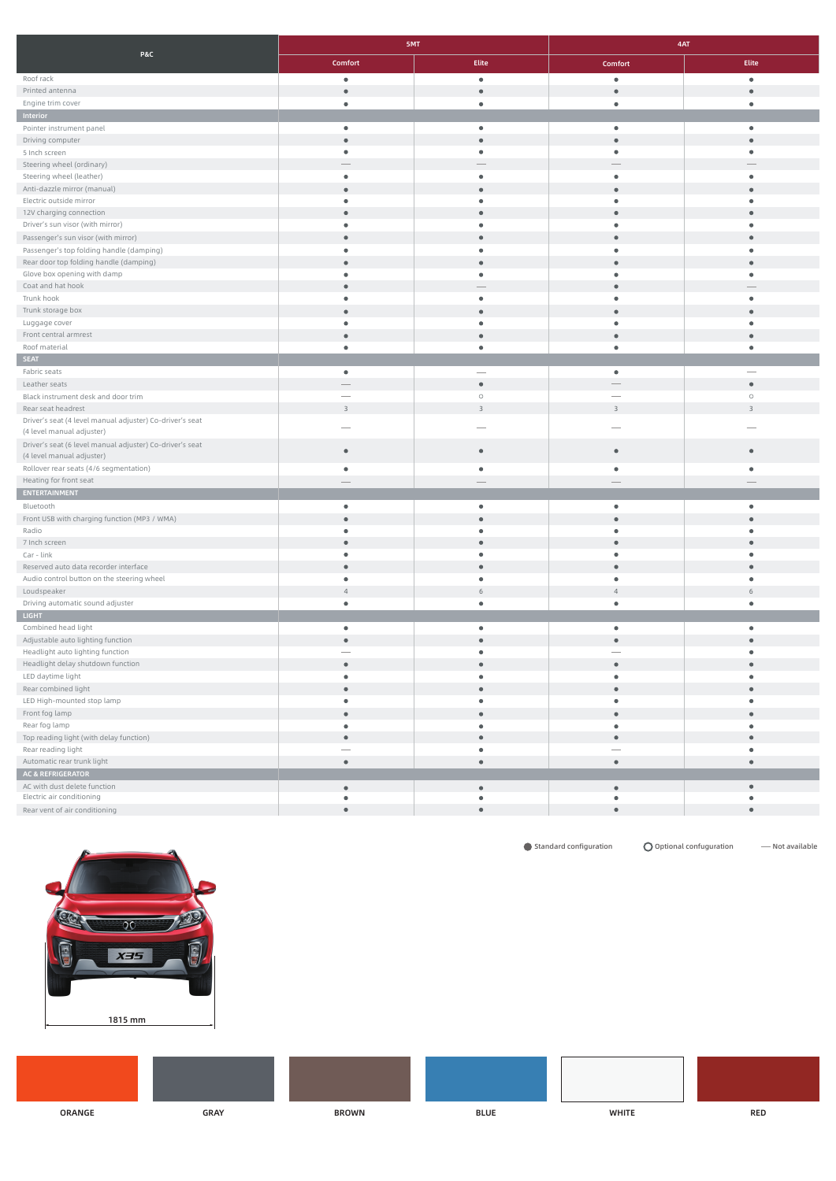| P&C | 5MT | | 4AT | |
|---|---|---|---|---|
| | Comfort | Elite | Comfort | Elite |
| Roof rack | ● | ● | ● | ● |
| Printed antenna | ● | ● | ● | ● |
| Engine trim cover | ● | ● | ● | ● |
| **Interior** | | | | |
| Pointer instrument panel | ● | ● | ● | ● |
| Driving computer | ● | ● | ● | ● |
| 5 Inch screen | ● | ● | ● | ● |
| Steering wheel (ordinary) | — | — | — | — |
| Steering wheel (leather) | ● | ● | ● | ● |
| Anti-dazzle mirror (manual) | ● | ● | ● | ● |
| Electric outside mirror | ● | ● | ● | ● |
| 12V charging connection | ● | ● | ● | ● |
| Driver's sun visor (with mirror) | ● | ● | ● | ● |
| Passenger's sun visor (with mirror) | ● | ● | ● | ● |
| Passenger's top folding handle (damping) | ● | ● | ● | ● |
| Rear door top folding handle (damping) | ● | ● | ● | ● |
| Glove box opening with damp | ● | ● | ● | ● |
| Coat and hat hook | ● | — | ● | — |
| Trunk hook | ● | ● | ● | ● |
| Trunk storage box | ● | ● | ● | ● |
| Luggage cover | ● | ● | ● | ● |
| Front central armrest | ● | ● | ● | ● |
| Roof material | ● | ● | ● | ● |
| **SEAT** | | | | |
| Fabric seats | ● | — | ● | — |
| Leather seats | — | ● | — | ● |
| Black instrument desk and door trim | — | ○ | — | ○ |
| Rear seat headrest | 3 | 3 | 3 | 3 |
| Driver's seat (4 level manual adjuster) Co-driver's seat (4 level manual adjuster) | — | — | — | — |
| Driver's seat (6 level manual adjuster) Co-driver's seat (4 level manual adjuster) | ● | ● | ● | ● |
| Rollover rear seats (4/6 segmentation) | ● | ● | ● | ● |
| Heating for front seat | — | — | — | — |
| **ENTERTAINMENT** | | | | |
| Bluetooth | ● | ● | ● | ● |
| Front USB with charging function (MP3 / WMA) | ● | ● | ● | ● |
| Radio | ● | ● | ● | ● |
| 7 Inch screen | ● | ● | ● | ● |
| Car - link | ● | ● | ● | ● |
| Reserved auto data recorder interface | ● | ● | ● | ● |
| Audio control button on the steering wheel | ● | ● | ● | ● |
| Loudspeaker | 4 | 6 | 4 | 6 |
| Driving automatic sound adjuster | ● | ● | ● | ● |
| **LIGHT** | | | | |
| Combined head light | ● | ● | ● | ● |
| Adjustable auto lighting function | ● | ● | ● | ● |
| Headlight auto lighting function | — | ● | — | ● |
| Headlight delay shutdown function | ● | ● | ● | ● |
| LED daytime light | ● | ● | ● | ● |
| Rear combined light | ● | ● | ● | ● |
| LED High-mounted stop lamp | ● | ● | ● | ● |
| Front fog lamp | ● | ● | ● | ● |
| Rear fog lamp | ● | ● | ● | ● |
| Top reading light (with delay function) | ● | ● | ● | ● |
| Rear reading light | — | ● | — | ● |
| Automatic rear trunk light | ● | ● | ● | ● |
| **AC & REFRIGERATOR** | | | | |
| AC with dust delete function | ● | ● | ● | ● |
| Electric air conditioning | ● | ● | ● | ● |
| Rear vent of air conditioning | ● | ● | ● | ● |

● Standard configuration ○ Optional confuguration — Not available

1815 mm

ORANGE GRAY BROWN BLUE WHITE RED